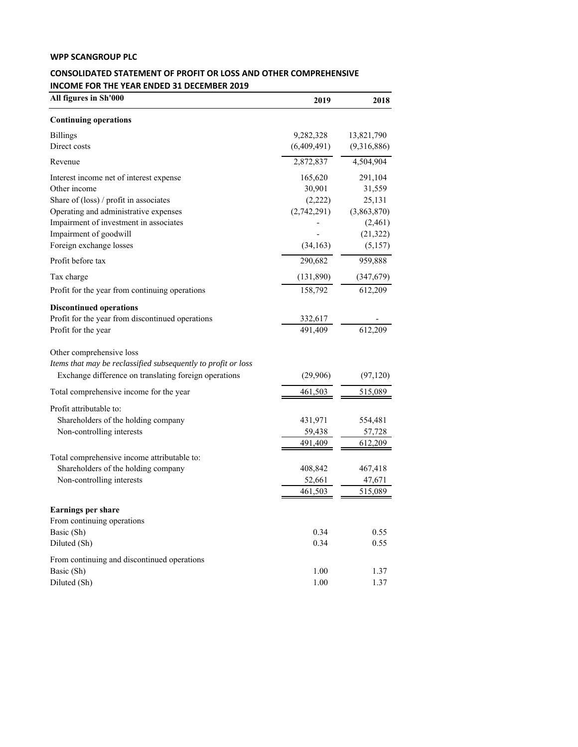**WPP SCANGROUP PLC**

**CONSOLIDATED STATEMENT OF PROFIT OR LOSS AND OTHER COMPREHENSIVE INCOME FOR THE YEAR ENDED 31 DECEMBER 2019**

| All figures in Sh'000 | 2019 | 2018 |
|---|---|---|
| **Continuing operations** | | |
| Billings | 9,282,328 | 13,821,790 |
| Direct costs | (6,409,491) | (9,316,886) |
| Revenue | 2,872,837 | 4,504,904 |
| Interest income net of interest expense | 165,620 | 291,104 |
| Other income | 30,901 | 31,559 |
| Share of (loss) / profit in associates | (2,222) | 25,131 |
| Operating and administrative expenses | (2,742,291) | (3,863,870) |
| Impairment of investment in associates | - | (2,461) |
| Impairment of goodwill | - | (21,322) |
| Foreign exchange losses | (34,163) | (5,157) |
| Profit before tax | 290,682 | 959,888 |
| Tax charge | (131,890) | (347,679) |
| Profit for the year from continuing operations | 158,792 | 612,209 |
| **Discontinued operations** | | |
| Profit for the year from discontinued operations | 332,617 | - |
| Profit for the year | 491,409 | 612,209 |
| Other comprehensive loss | | |
| *Items that may be reclassified subsequently to profit or loss* | | |
| Exchange difference on translating foreign operations | (29,906) | (97,120) |
| Total comprehensive income for the year | 461,503 | 515,089 |
| Profit attributable to: | | |
| Shareholders of the holding company | 431,971 | 554,481 |
| Non-controlling interests | 59,438 | 57,728 |
| | 491,409 | 612,209 |
| Total comprehensive income attributable to: | | |
| Shareholders of the holding company | 408,842 | 467,418 |
| Non-controlling interests | 52,661 | 47,671 |
| | 461,503 | 515,089 |
| **Earnings per share** | | |
| From continuing operations | | |
| Basic (Sh) | 0.34 | 0.55 |
| Diluted (Sh) | 0.34 | 0.55 |
| From continuing and discontinued operations | | |
| Basic (Sh) | 1.00 | 1.37 |
| Diluted (Sh) | 1.00 | 1.37 |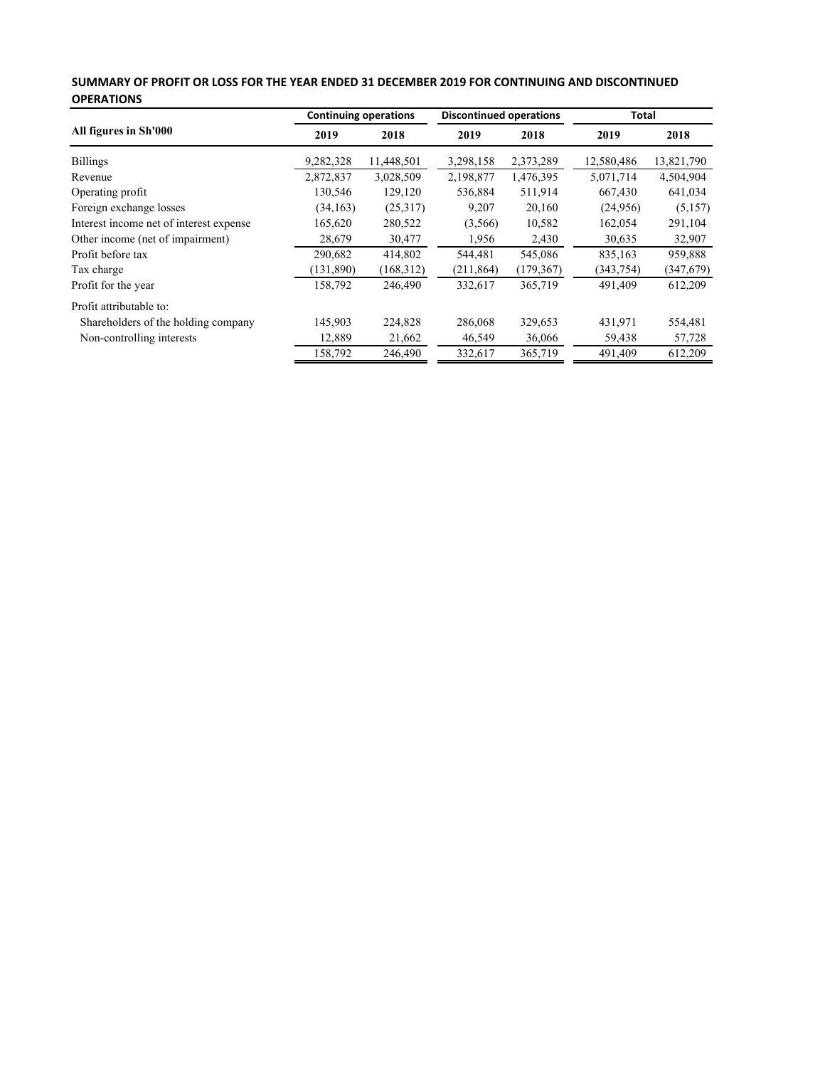## SUMMARY OF PROFIT OR LOSS FOR THE YEAR ENDED 31 DECEMBER 2019 FOR CONTINUING AND DISCONTINUED OPERATIONS

| All figures in Sh'000 | Continuing operations | | Discontinued operations | | Total | |
|---|---|---|---|---|---|---|
| | 2019 | 2018 | 2019 | 2018 | 2019 | 2018 |
| Billings | 9,282,328 | 11,448,501 | 3,298,158 | 2,373,289 | 12,580,486 | 13,821,790 |
| Revenue | 2,872,837 | 3,028,509 | 2,198,877 | 1,476,395 | 5,071,714 | 4,504,904 |
| Operating profit | 130,546 | 129,120 | 536,884 | 511,914 | 667,430 | 641,034 |
| Foreign exchange losses | (34,163) | (25,317) | 9,207 | 20,160 | (24,956) | (5,157) |
| Interest income net of interest expense | 165,620 | 280,522 | (3,566) | 10,582 | 162,054 | 291,104 |
| Other income (net of impairment) | 28,679 | 30,477 | 1,956 | 2,430 | 30,635 | 32,907 |
| Profit before tax | 290,682 | 414,802 | 544,481 | 545,086 | 835,163 | 959,888 |
| Tax charge | (131,890) | (168,312) | (211,864) | (179,367) | (343,754) | (347,679) |
| Profit for the year | 158,792 | 246,490 | 332,617 | 365,719 | 491,409 | 612,209 |
| Profit attributable to: | | | | | | |
| Shareholders of the holding company | 145,903 | 224,828 | 286,068 | 329,653 | 431,971 | 554,481 |
| Non-controlling interests | 12,889 | 21,662 | 46,549 | 36,066 | 59,438 | 57,728 |
| | 158,792 | 246,490 | 332,617 | 365,719 | 491,409 | 612,209 |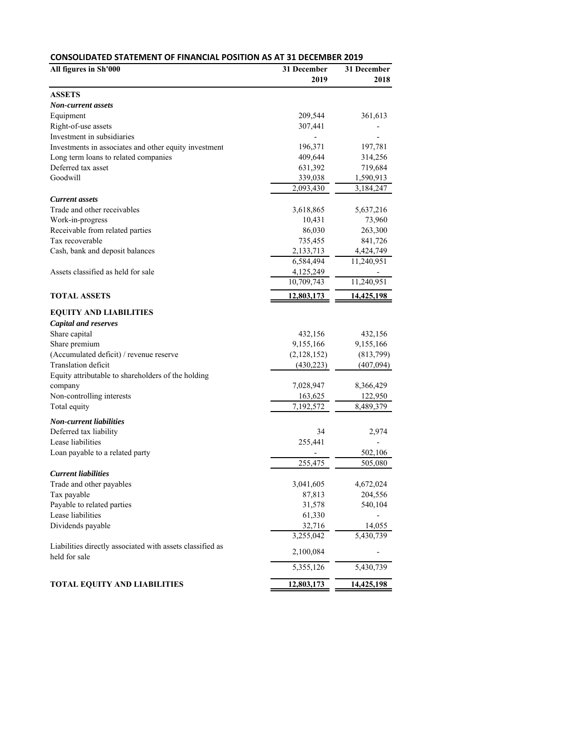## CONSOLIDATED STATEMENT OF FINANCIAL POSITION AS AT 31 DECEMBER 2019

| All figures in Sh'000 | 31 December 2019 | 31 December 2018 |
|---|---|---|
| **ASSETS** | | |
| ***Non-current assets*** | | |
| Equipment | 209,544 | 361,613 |
| Right-of-use assets | 307,441 | - |
| Investment in subsidiaries | - | - |
| Investments in associates and other equity investment | 196,371 | 197,781 |
| Long term loans to related companies | 409,644 | 314,256 |
| Deferred tax asset | 631,392 | 719,684 |
| Goodwill | 339,038 | 1,590,913 |
| | 2,093,430 | 3,184,247 |
| ***Current assets*** | | |
| Trade and other receivables | 3,618,865 | 5,637,216 |
| Work-in-progress | 10,431 | 73,960 |
| Receivable from related parties | 86,030 | 263,300 |
| Tax recoverable | 735,455 | 841,726 |
| Cash, bank and deposit balances | 2,133,713 | 4,424,749 |
| | 6,584,494 | 11,240,951 |
| Assets classified as held for sale | 4,125,249 | - |
| | 10,709,743 | 11,240,951 |
| **TOTAL ASSETS** | **12,803,173** | **14,425,198** |
| **EQUITY AND LIABILITIES** | | |
| ***Capital and reserves*** | | |
| Share capital | 432,156 | 432,156 |
| Share premium | 9,155,166 | 9,155,166 |
| (Accumulated deficit) / revenue reserve | (2,128,152) | (813,799) |
| Translation deficit | (430,223) | (407,094) |
| Equity attributable to shareholders of the holding company | 7,028,947 | 8,366,429 |
| Non-controlling interests | 163,625 | 122,950 |
| Total equity | 7,192,572 | 8,489,379 |
| ***Non-current liabilities*** | | |
| Deferred tax liability | 34 | 2,974 |
| Lease liabilities | 255,441 | - |
| Loan payable to a related party | - | 502,106 |
| | 255,475 | 505,080 |
| ***Current liabilities*** | | |
| Trade and other payables | 3,041,605 | 4,672,024 |
| Tax payable | 87,813 | 204,556 |
| Payable to related parties | 31,578 | 540,104 |
| Lease liabilities | 61,330 | - |
| Dividends payable | 32,716 | 14,055 |
| | 3,255,042 | 5,430,739 |
| Liabilities directly associated with assets classified as held for sale | 2,100,084 | - |
| | 5,355,126 | 5,430,739 |
| **TOTAL EQUITY AND LIABILITIES** | **12,803,173** | **14,425,198** |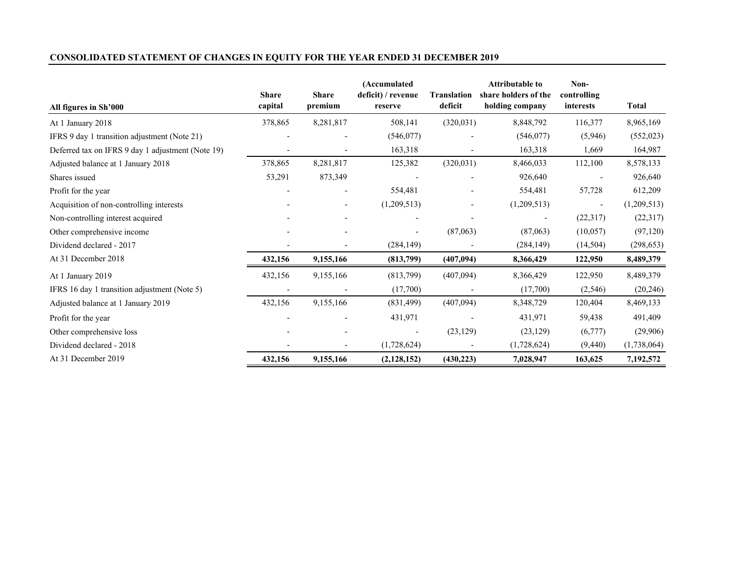## CONSOLIDATED STATEMENT OF CHANGES IN EQUITY FOR THE YEAR ENDED 31 DECEMBER 2019

| All figures in Sh'000 | Share capital | Share premium | (Accumulated deficit) / revenue reserve | Translation deficit | Attributable to share holders of the holding company | Non-controlling interests | Total |
|---|---|---|---|---|---|---|---|
| At 1 January 2018 | 378,865 | 8,281,817 | 508,141 | (320,031) | 8,848,792 | 116,377 | 8,965,169 |
| IFRS 9 day 1 transition adjustment (Note 21) | - | - | (546,077) | - | (546,077) | (5,946) | (552,023) |
| Deferred tax on IFRS 9 day 1 adjustment (Note 19) | - | - | 163,318 | - | 163,318 | 1,669 | 164,987 |
| Adjusted balance at 1 January 2018 | 378,865 | 8,281,817 | 125,382 | (320,031) | 8,466,033 | 112,100 | 8,578,133 |
| Shares issued | 53,291 | 873,349 | - | - | 926,640 | - | 926,640 |
| Profit for the year | - | - | 554,481 | - | 554,481 | 57,728 | 612,209 |
| Acquisition of non-controlling interests | - | - | (1,209,513) | - | (1,209,513) | - | (1,209,513) |
| Non-controlling interest acquired | - | - | - | - | - | (22,317) | (22,317) |
| Other comprehensive income | - | - | - | (87,063) | (87,063) | (10,057) | (97,120) |
| Dividend declared - 2017 | - | - | (284,149) | - | (284,149) | (14,504) | (298,653) |
| At 31 December 2018 | **432,156** | **9,155,166** | **(813,799)** | **(407,094)** | **8,366,429** | **122,950** | **8,489,379** |
| At 1 January 2019 | 432,156 | 9,155,166 | (813,799) | (407,094) | 8,366,429 | 122,950 | 8,489,379 |
| IFRS 16 day 1 transition adjustment (Note 5) | - | - | (17,700) | - | (17,700) | (2,546) | (20,246) |
| Adjusted balance at 1 January 2019 | 432,156 | 9,155,166 | (831,499) | (407,094) | 8,348,729 | 120,404 | 8,469,133 |
| Profit for the year | - | - | 431,971 | - | 431,971 | 59,438 | 491,409 |
| Other comprehensive loss | - | - | - | (23,129) | (23,129) | (6,777) | (29,906) |
| Dividend declared - 2018 | - | - | (1,728,624) | - | (1,728,624) | (9,440) | (1,738,064) |
| At 31 December 2019 | **432,156** | **9,155,166** | **(2,128,152)** | **(430,223)** | **7,028,947** | **163,625** | **7,192,572** |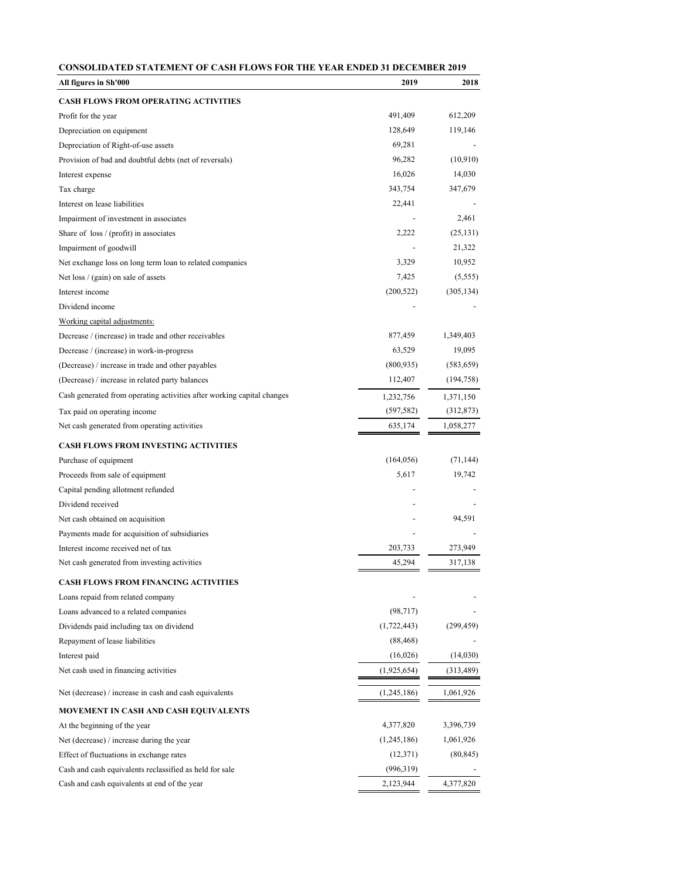## CONSOLIDATED STATEMENT OF CASH FLOWS FOR THE YEAR ENDED 31 DECEMBER 2019

| All figures in Sh'000 | 2019 | 2018 |
|---|---|---|
| **CASH FLOWS FROM OPERATING ACTIVITIES** | | |
| Profit for the year | 491,409 | 612,209 |
| Depreciation on equipment | 128,649 | 119,146 |
| Depreciation of Right-of-use assets | 69,281 | - |
| Provision of bad and doubtful debts (net of reversals) | 96,282 | (10,910) |
| Interest expense | 16,026 | 14,030 |
| Tax charge | 343,754 | 347,679 |
| Interest on lease liabilities | 22,441 | - |
| Impairment of investment in associates | - | 2,461 |
| Share of loss / (profit) in associates | 2,222 | (25,131) |
| Impairment of goodwill | - | 21,322 |
| Net exchange loss on long term loan to related companies | 3,329 | 10,952 |
| Net loss / (gain) on sale of assets | 7,425 | (5,555) |
| Interest income | (200,522) | (305,134) |
| Dividend income | - | - |
| Working capital adjustments: | | |
| Decrease / (increase) in trade and other receivables | 877,459 | 1,349,403 |
| Decrease / (increase) in work-in-progress | 63,529 | 19,095 |
| (Decrease) / increase in trade and other payables | (800,935) | (583,659) |
| (Decrease) / increase in related party balances | 112,407 | (194,758) |
| Cash generated from operating activities after working capital changes | 1,232,756 | 1,371,150 |
| Tax paid on operating income | (597,582) | (312,873) |
| Net cash generated from operating activities | 635,174 | 1,058,277 |
| **CASH FLOWS FROM INVESTING ACTIVITIES** | | |
| Purchase of equipment | (164,056) | (71,144) |
| Proceeds from sale of equipment | 5,617 | 19,742 |
| Capital pending allotment refunded | - | - |
| Dividend received | - | - |
| Net cash obtained on acquisition | - | 94,591 |
| Payments made for acquisition of subsidiaries | - | - |
| Interest income received net of tax | 203,733 | 273,949 |
| Net cash generated from investing activities | 45,294 | 317,138 |
| **CASH FLOWS FROM FINANCING ACTIVITIES** | | |
| Loans repaid from related company | - | - |
| Loans advanced to a related companies | (98,717) | - |
| Dividends paid including tax on dividend | (1,722,443) | (299,459) |
| Repayment of lease liabilities | (88,468) | - |
| Interest paid | (16,026) | (14,030) |
| Net cash used in financing activities | (1,925,654) | (313,489) |
| Net (decrease) / increase in cash and cash equivalents | (1,245,186) | 1,061,926 |
| **MOVEMENT IN CASH AND CASH EQUIVALENTS** | | |
| At the beginning of the year | 4,377,820 | 3,396,739 |
| Net (decrease) / increase during the year | (1,245,186) | 1,061,926 |
| Effect of fluctuations in exchange rates | (12,371) | (80,845) |
| Cash and cash equivalents reclassified as held for sale | (996,319) | - |
| Cash and cash equivalents at end of the year | 2,123,944 | 4,377,820 |